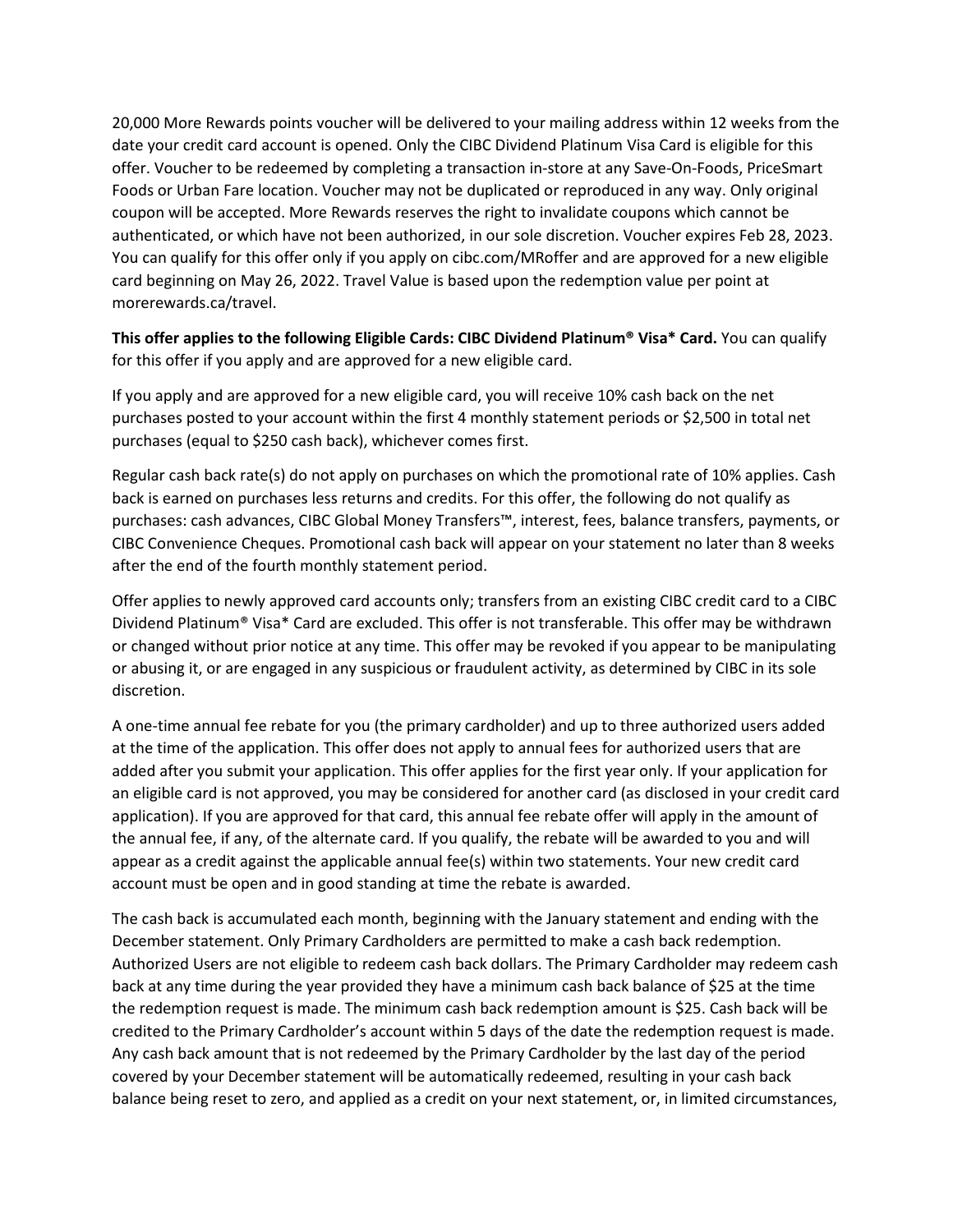20,000 More Rewards points voucher will be delivered to your mailing address within 12 weeks from the date your credit card account is opened. Only the CIBC Dividend Platinum Visa Card is eligible for this offer. Voucher to be redeemed by completing a transaction in-store at any Save-On-Foods, PriceSmart Foods or Urban Fare location. Voucher may not be duplicated or reproduced in any way. Only original coupon will be accepted. More Rewards reserves the right to invalidate coupons which cannot be authenticated, or which have not been authorized, in our sole discretion. Voucher expires Feb 28, 2023. You can qualify for this offer only if you apply on cibc.com/MRoffer and are approved for a new eligible card beginning on May 26, 2022. Travel Value is based upon the redemption value per point at morerewards.ca/travel.

**This offer applies to the following Eligible Cards: CIBC Dividend Platinum® Visa* Card.** You can qualify for this offer if you apply and are approved for a new eligible card.

If you apply and are approved for a new eligible card, you will receive 10% cash back on the net purchases posted to your account within the first 4 monthly statement periods or $2,500 in total net purchases (equal to $250 cash back), whichever comes first.

Regular cash back rate(s) do not apply on purchases on which the promotional rate of 10% applies. Cash back is earned on purchases less returns and credits. For this offer, the following do not qualify as purchases: cash advances, CIBC Global Money Transfers™, interest, fees, balance transfers, payments, or CIBC Convenience Cheques. Promotional cash back will appear on your statement no later than 8 weeks after the end of the fourth monthly statement period.

Offer applies to newly approved card accounts only; transfers from an existing CIBC credit card to a CIBC Dividend Platinum® Visa* Card are excluded. This offer is not transferable. This offer may be withdrawn or changed without prior notice at any time. This offer may be revoked if you appear to be manipulating or abusing it, or are engaged in any suspicious or fraudulent activity, as determined by CIBC in its sole discretion.

A one-time annual fee rebate for you (the primary cardholder) and up to three authorized users added at the time of the application. This offer does not apply to annual fees for authorized users that are added after you submit your application. This offer applies for the first year only. If your application for an eligible card is not approved, you may be considered for another card (as disclosed in your credit card application). If you are approved for that card, this annual fee rebate offer will apply in the amount of the annual fee, if any, of the alternate card. If you qualify, the rebate will be awarded to you and will appear as a credit against the applicable annual fee(s) within two statements. Your new credit card account must be open and in good standing at time the rebate is awarded.

The cash back is accumulated each month, beginning with the January statement and ending with the December statement. Only Primary Cardholders are permitted to make a cash back redemption. Authorized Users are not eligible to redeem cash back dollars. The Primary Cardholder may redeem cash back at any time during the year provided they have a minimum cash back balance of $25 at the time the redemption request is made. The minimum cash back redemption amount is $25. Cash back will be credited to the Primary Cardholder's account within 5 days of the date the redemption request is made. Any cash back amount that is not redeemed by the Primary Cardholder by the last day of the period covered by your December statement will be automatically redeemed, resulting in your cash back balance being reset to zero, and applied as a credit on your next statement, or, in limited circumstances,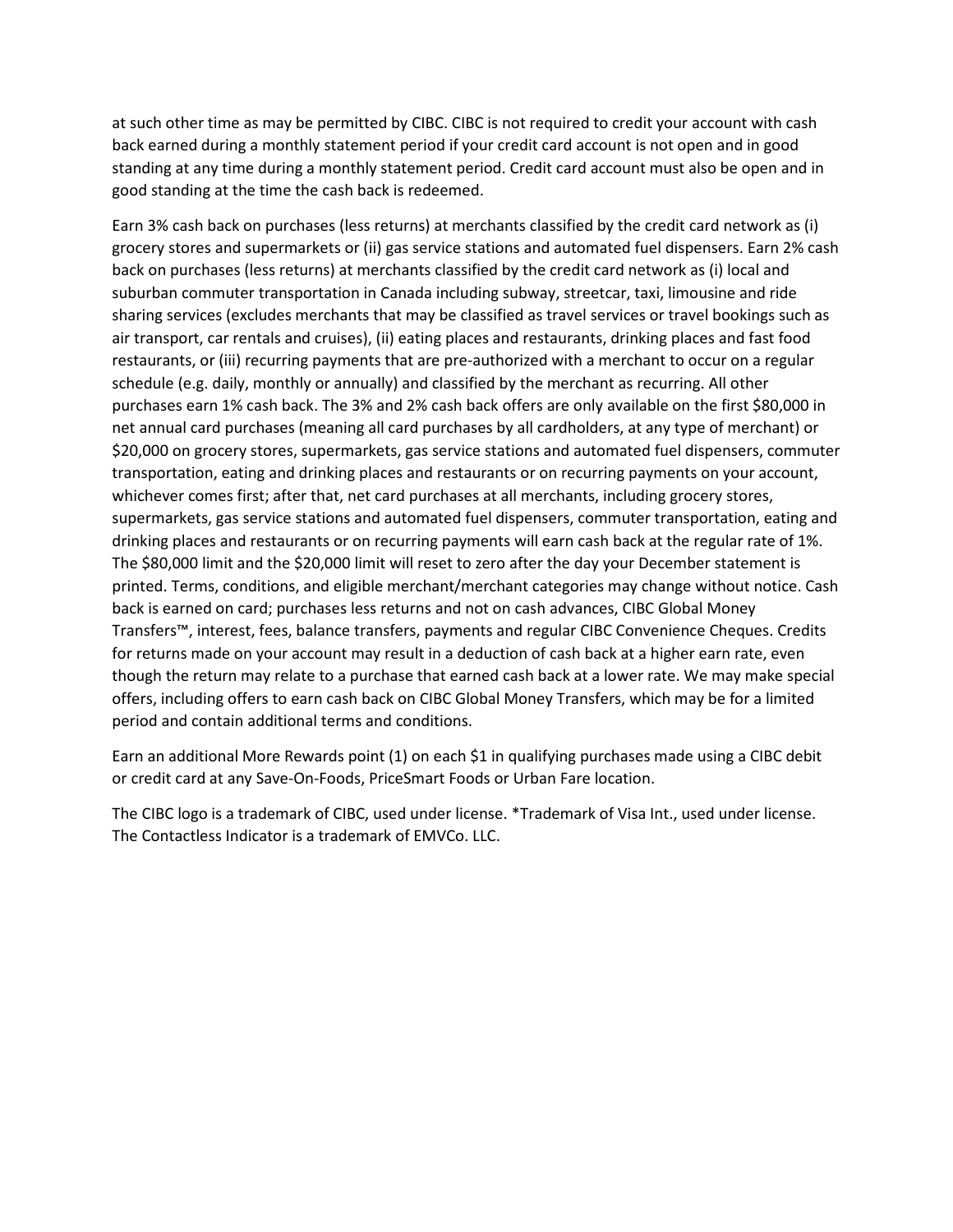at such other time as may be permitted by CIBC. CIBC is not required to credit your account with cash back earned during a monthly statement period if your credit card account is not open and in good standing at any time during a monthly statement period. Credit card account must also be open and in good standing at the time the cash back is redeemed.

Earn 3% cash back on purchases (less returns) at merchants classified by the credit card network as (i) grocery stores and supermarkets or (ii) gas service stations and automated fuel dispensers. Earn 2% cash back on purchases (less returns) at merchants classified by the credit card network as (i) local and suburban commuter transportation in Canada including subway, streetcar, taxi, limousine and ride sharing services (excludes merchants that may be classified as travel services or travel bookings such as air transport, car rentals and cruises), (ii) eating places and restaurants, drinking places and fast food restaurants, or (iii) recurring payments that are pre-authorized with a merchant to occur on a regular schedule (e.g. daily, monthly or annually) and classified by the merchant as recurring. All other purchases earn 1% cash back. The 3% and 2% cash back offers are only available on the first $80,000 in net annual card purchases (meaning all card purchases by all cardholders, at any type of merchant) or $20,000 on grocery stores, supermarkets, gas service stations and automated fuel dispensers, commuter transportation, eating and drinking places and restaurants or on recurring payments on your account, whichever comes first; after that, net card purchases at all merchants, including grocery stores, supermarkets, gas service stations and automated fuel dispensers, commuter transportation, eating and drinking places and restaurants or on recurring payments will earn cash back at the regular rate of 1%. The $80,000 limit and the $20,000 limit will reset to zero after the day your December statement is printed. Terms, conditions, and eligible merchant/merchant categories may change without notice. Cash back is earned on card; purchases less returns and not on cash advances, CIBC Global Money Transfers™, interest, fees, balance transfers, payments and regular CIBC Convenience Cheques. Credits for returns made on your account may result in a deduction of cash back at a higher earn rate, even though the return may relate to a purchase that earned cash back at a lower rate. We may make special offers, including offers to earn cash back on CIBC Global Money Transfers, which may be for a limited period and contain additional terms and conditions.

Earn an additional More Rewards point (1) on each $1 in qualifying purchases made using a CIBC debit or credit card at any Save-On-Foods, PriceSmart Foods or Urban Fare location.

The CIBC logo is a trademark of CIBC, used under license. *Trademark of Visa Int., used under license. The Contactless Indicator is a trademark of EMVCo. LLC.